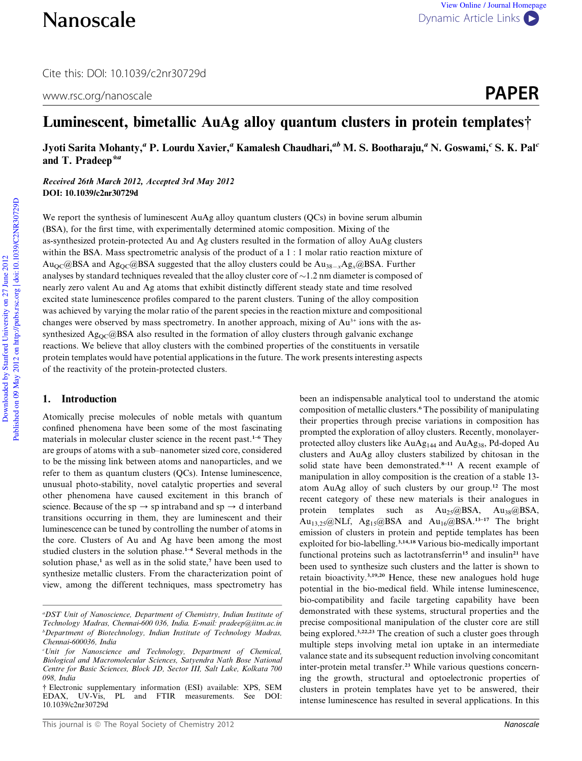Cite this: DOI: 10.1039/c2nr30729d

www.rsc.org/nanoscale

PAPER

# Luminescent, bimetallic AuAg alloy quantum clusters in protein templates†

Jyoti Sarita Mohanty,[a] P. Lourdu Xavier,[a] Kamalesh Chaudhari,[ab] M. S. Bootharaju,[a] N. Goswami,[c] S. K. Pal[c] and T. Pradeep*[a]

***Received 26th March 2012, Accepted 3rd May 2012***
**DOI: 10.1039/c2nr30729d**

We report the synthesis of luminescent AuAg alloy quantum clusters (QCs) in bovine serum albumin (BSA), for the first time, with experimentally determined atomic composition. Mixing of the as-synthesized protein-protected Au and Ag clusters resulted in the formation of alloy AuAg clusters within the BSA. Mass spectrometric analysis of the product of a 1 : 1 molar ratio reaction mixture of $Au_{QC}$@BSA and $Ag_{QC}$@BSA suggested that the alloy clusters could be $Au_{38-x}Ag_x$@BSA. Further analyses by standard techniques revealed that the alloy cluster core of ~1.2 nm diameter is composed of nearly zero valent Au and Ag atoms that exhibit distinctly different steady state and time resolved excited state luminescence profiles compared to the parent clusters. Tuning of the alloy composition was achieved by varying the molar ratio of the parent species in the reaction mixture and compositional changes were observed by mass spectrometry. In another approach, mixing of $Au^{3+}$ ions with the as-synthesized $Ag_{QC}$@BSA also resulted in the formation of alloy clusters through galvanic exchange reactions. We believe that alloy clusters with the combined properties of the constituents in versatile protein templates would have potential applications in the future. The work presents interesting aspects of the reactivity of the protein-protected clusters.

## 1. Introduction

Atomically precise molecules of noble metals with quantum confined phenomena have been some of the most fascinating materials in molecular cluster science in the recent past.[1–6] They are groups of atoms with a sub–nanometer sized core, considered to be the missing link between atoms and nanoparticles, and we refer to them as quantum clusters (QCs). Intense luminescence, unusual photo-stability, novel catalytic properties and several other phenomena have caused excitement in this branch of science. Because of the sp → sp intraband and sp → d interband transitions occurring in them, they are luminescent and their luminescence can be tuned by controlling the number of atoms in the core. Clusters of Au and Ag have been among the most studied clusters in the solution phase.[1–4] Several methods in the solution phase,[1] as well as in the solid state,[7] have been used to synthesize metallic clusters. From the characterization point of view, among the different techniques, mass spectrometry has been an indispensable analytical tool to understand the atomic composition of metallic clusters.[6] The possibility of manipulating their properties through precise variations in composition has prompted the exploration of alloy clusters. Recently, monolayer-protected alloy clusters like $AuAg_{144}$ and $AuAg_{38}$, Pd-doped Au clusters and AuAg alloy clusters stabilized by chitosan in the solid state have been demonstrated.[8–11] A recent example of manipulation in alloy composition is the creation of a stable 13-atom AuAg alloy of such clusters by our group.[12] The most recent category of these new materials is their analogues in protein templates such as $Au_{25}$@BSA, $Au_{38}$@BSA, $Au_{13,25}$@NLf, $Ag_{15}$@BSA and $Au_{16}$@BSA.[13–17] The bright emission of clusters in protein and peptide templates has been exploited for bio-labelling.[3,14,18] Various bio-medically important functional proteins such as lactotransferrin[15] and insulin[21] have been used to synthesize such clusters and the latter is shown to retain bioactivity.[3,19,20] Hence, these new analogues hold huge potential in the bio-medical field. While intense luminescence, bio-compatibility and facile targeting capability have been demonstrated with these systems, structural properties and the precise compositional manipulation of the cluster core are still being explored.[3,22,23] The creation of such a cluster goes through multiple steps involving metal ion uptake in an intermediate valance state and its subsequent reduction involving concomitant inter-protein metal transfer.[23] While various questions concerning the growth, structural and optoelectronic properties of clusters in protein templates have yet to be answered, their intense luminescence has resulted in several applications. In this

---

[a]*DST Unit of Nanoscience, Department of Chemistry, Indian Institute of Technology Madras, Chennai-600 036, India. E-mail: pradeep@iitm.ac.in*
[b]*Department of Biotechnology, Indian Institute of Technology Madras, Chennai-600036, India*
[c]*Unit for Nanoscience and Technology, Department of Chemical, Biological and Macromolecular Sciences, Satyendra Nath Bose National Centre for Basic Sciences, Block JD, Sector III, Salt Lake, Kolkata 700 098, India*
† Electronic supplementary information (ESI) available: XPS, SEM EDAX, UV-Vis, PL and FTIR measurements. See DOI: 10.1039/c2nr30729d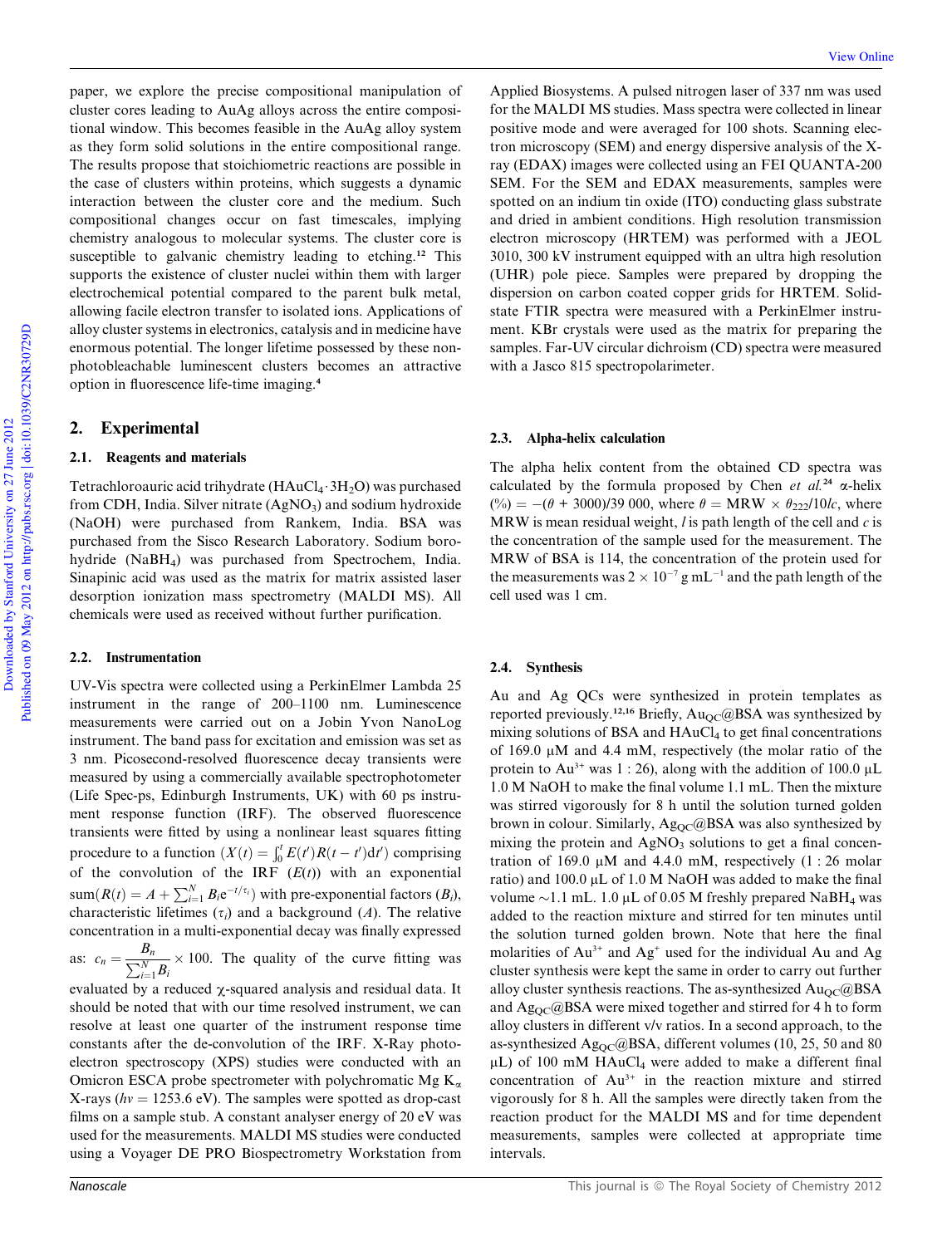paper, we explore the precise compositional manipulation of cluster cores leading to AuAg alloys across the entire compositional window. This becomes feasible in the AuAg alloy system as they form solid solutions in the entire compositional range. The results propose that stoichiometric reactions are possible in the case of clusters within proteins, which suggests a dynamic interaction between the cluster core and the medium. Such compositional changes occur on fast timescales, implying chemistry analogous to molecular systems. The cluster core is susceptible to galvanic chemistry leading to etching.[12] This supports the existence of cluster nuclei within them with larger electrochemical potential compared to the parent bulk metal, allowing facile electron transfer to isolated ions. Applications of alloy cluster systems in electronics, catalysis and in medicine have enormous potential. The longer lifetime possessed by these non-photobleachable luminescent clusters becomes an attractive option in fluorescence life-time imaging.[4]

## 2. Experimental

### 2.1. Reagents and materials

Tetrachloroauric acid trihydrate ($HAuCl_4 \cdot 3H_2O$) was purchased from CDH, India. Silver nitrate ($AgNO_3$) and sodium hydroxide (NaOH) were purchased from Rankem, India. BSA was purchased from the Sisco Research Laboratory. Sodium borohydride ($NaBH_4$) was purchased from Spectrochem, India. Sinapinic acid was used as the matrix for matrix assisted laser desorption ionization mass spectrometry (MALDI MS). All chemicals were used as received without further purification.

### 2.2. Instrumentation

UV-Vis spectra were collected using a PerkinElmer Lambda 25 instrument in the range of 200–1100 nm. Luminescence measurements were carried out on a Jobin Yvon NanoLog instrument. The band pass for excitation and emission was set as 3 nm. Picosecond-resolved fluorescence decay transients were measured by using a commercially available spectrophotometer (Life Spec-ps, Edinburgh Instruments, UK) with 60 ps instrument response function (IRF). The observed fluorescence transients were fitted by using a nonlinear least squares fitting procedure to a function $(X(t) = \int_0^t E(t')R(t-t')\mathrm{d}t')$ comprising of the convolution of the IRF ($E(t)$) with an exponential sum($R(t) = A + \sum_{i=1}^{N} B_i e^{-t/\tau_i}$) with pre-exponential factors ($B_i$), characteristic lifetimes ($\tau_i$) and a background ($A$). The relative concentration in a multi-exponential decay was finally expressed as: $c_n = \frac{B_n}{\sum_{i=1}^{N} B_i} \times 100$. The quality of the curve fitting was evaluated by a reduced χ-squared analysis and residual data. It should be noted that with our time resolved instrument, we can resolve at least one quarter of the instrument response time constants after the de-convolution of the IRF. X-Ray photoelectron spectroscopy (XPS) studies were conducted with an Omicron ESCA probe spectrometer with polychromatic Mg $K_\alpha$ X-rays ($h\nu$ = 1253.6 eV). The samples were spotted as drop-cast films on a sample stub. A constant analyser energy of 20 eV was used for the measurements. MALDI MS studies were conducted using a Voyager DE PRO Biospectrometry Workstation from Applied Biosystems. A pulsed nitrogen laser of 337 nm was used for the MALDI MS studies. Mass spectra were collected in linear positive mode and were averaged for 100 shots. Scanning electron microscopy (SEM) and energy dispersive analysis of the X-ray (EDAX) images were collected using an FEI QUANTA-200 SEM. For the SEM and EDAX measurements, samples were spotted on an indium tin oxide (ITO) conducting glass substrate and dried in ambient conditions. High resolution transmission electron microscopy (HRTEM) was performed with a JEOL 3010, 300 kV instrument equipped with an ultra high resolution (UHR) pole piece. Samples were prepared by dropping the dispersion on carbon coated copper grids for HRTEM. Solid-state FTIR spectra were measured with a PerkinElmer instrument. KBr crystals were used as the matrix for preparing the samples. Far-UV circular dichroism (CD) spectra were measured with a Jasco 815 spectropolarimeter.

### 2.3. Alpha-helix calculation

The alpha helix content from the obtained CD spectra was calculated by the formula proposed by Chen *et al.*[24] α-helix (%) = $-(\theta + 3000)/39\,000$, where $\theta = \mathrm{MRW} \times \theta_{222}/10lc$, where MRW is mean residual weight, $l$ is path length of the cell and $c$ is the concentration of the sample used for the measurement. The MRW of BSA is 114, the concentration of the protein used for the measurements was $2 \times 10^{-7}$ g mL$^{-1}$ and the path length of the cell used was 1 cm.

### 2.4. Synthesis

Au and Ag QCs were synthesized in protein templates as reported previously.[12,16] Briefly, $Au_{QC}$@BSA was synthesized by mixing solutions of BSA and $HAuCl_4$ to get final concentrations of 169.0 μM and 4.4 mM, respectively (the molar ratio of the protein to $Au^{3+}$ was 1 : 26), along with the addition of 100.0 μL 1.0 M NaOH to make the final volume 1.1 mL. Then the mixture was stirred vigorously for 8 h until the solution turned golden brown in colour. Similarly, $Ag_{QC}$@BSA was also synthesized by mixing the protein and $AgNO_3$ solutions to get a final concentration of 169.0 μM and 4.4.0 mM, respectively (1 : 26 molar ratio) and 100.0 μL of 1.0 M NaOH was added to make the final volume ~1.1 mL. 1.0 μL of 0.05 M freshly prepared $NaBH_4$ was added to the reaction mixture and stirred for ten minutes until the solution turned golden brown. Note that here the final molarities of $Au^{3+}$ and $Ag^+$ used for the individual Au and Ag cluster synthesis were kept the same in order to carry out further alloy cluster synthesis reactions. The as-synthesized $Au_{QC}$@BSA and $Ag_{QC}$@BSA were mixed together and stirred for 4 h to form alloy clusters in different v/v ratios. In a second approach, to the as-synthesized $Ag_{QC}$@BSA, different volumes (10, 25, 50 and 80 μL) of 100 mM $HAuCl_4$ were added to make a different final concentration of $Au^{3+}$ in the reaction mixture and stirred vigorously for 8 h. All the samples were directly taken from the reaction product for the MALDI MS and for time dependent measurements, samples were collected at appropriate time intervals.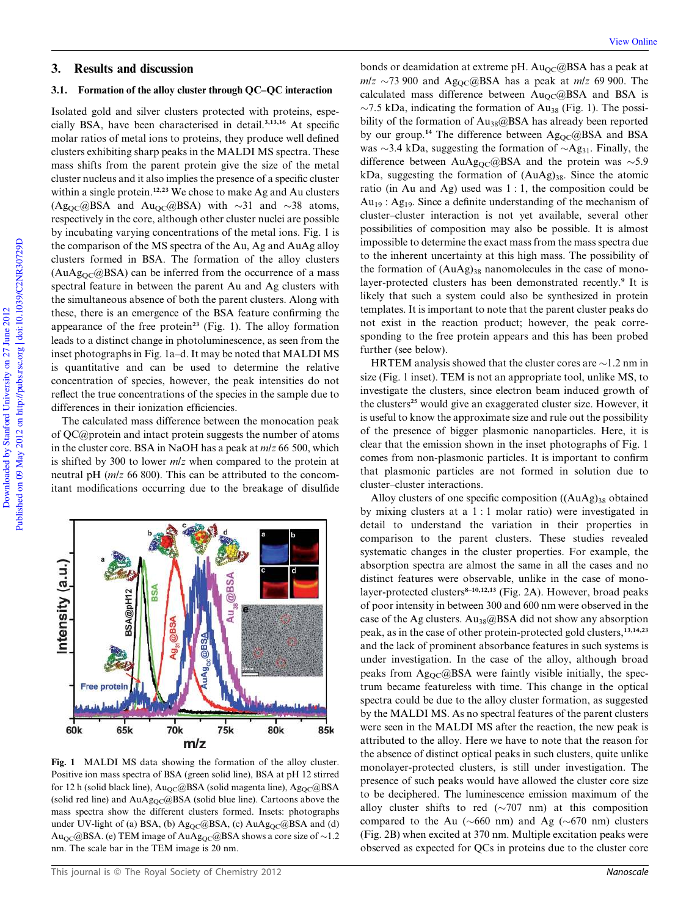## 3. Results and discussion

### 3.1. Formation of the alloy cluster through QC–QC interaction

Isolated gold and silver clusters protected with proteins, especially BSA, have been characterised in detail.[3,13,16] At specific molar ratios of metal ions to proteins, they produce well defined clusters exhibiting sharp peaks in the MALDI MS spectra. These mass shifts from the parent protein give the size of the metal cluster nucleus and it also implies the presence of a specific cluster within a single protein.[12,23] We chose to make Ag and Au clusters ($Ag_{QC}$@BSA and $Au_{QC}$@BSA) with ~31 and ~38 atoms, respectively in the core, although other cluster nuclei are possible by incubating varying concentrations of the metal ions. Fig. 1 is the comparison of the MS spectra of the Au, Ag and AuAg alloy clusters formed in BSA. The formation of the alloy clusters ($AuAg_{QC}$@BSA) can be inferred from the occurrence of a mass spectral feature in between the parent Au and Ag clusters with the simultaneous absence of both the parent clusters. Along with these, there is an emergence of the BSA feature confirming the appearance of the free protein[23] (Fig. 1). The alloy formation leads to a distinct change in photoluminescence, as seen from the inset photographs in Fig. 1a–d. It may be noted that MALDI MS is quantitative and can be used to determine the relative concentration of species, however, the peak intensities do not reflect the true concentrations of the species in the sample due to differences in their ionization efficiencies.

The calculated mass difference between the monocation peak of QC@protein and intact protein suggests the number of atoms in the cluster core. BSA in NaOH has a peak at $m/z$ 66 500, which is shifted by 300 to lower $m/z$ when compared to the protein at neutral pH ($m/z$ 66 800). This can be attributed to the concomitant modifications occurring due to the breakage of disulfide bonds or deamidation at extreme pH. $Au_{QC}$@BSA has a peak at $m/z$ ~73 900 and $Ag_{QC}$@BSA has a peak at $m/z$ 69 900. The calculated mass difference between $Au_{QC}$@BSA and BSA is ~7.5 kDa, indicating the formation of $Au_{38}$ (Fig. 1). The possibility of the formation of $Au_{38}$@BSA has already been reported by our group.[14] The difference between $Ag_{QC}$@BSA and BSA was ~3.4 kDa, suggesting the formation of ~$Ag_{31}$. Finally, the difference between $AuAg_{QC}$@BSA and the protein was ~5.9 kDa, suggesting the formation of $(AuAg)_{38}$. Since the atomic ratio (in Au and Ag) used was 1 : 1, the composition could be $Au_{19}$ : $Ag_{19}$. Since a definite understanding of the mechanism of cluster–cluster interaction is not yet available, several other possibilities of composition may also be possible. It is almost impossible to determine the exact mass from the mass spectra due to the inherent uncertainty at this high mass. The possibility of the formation of $(AuAg)_{38}$ nanomolecules in the case of monolayer-protected clusters has been demonstrated recently.[9] It is likely that such a system could also be synthesized in protein templates. It is important to note that the parent cluster peaks do not exist in the reaction product; however, the peak corresponding to the free protein appears and this has been probed further (see below).

HRTEM analysis showed that the cluster cores are ~1.2 nm in size (Fig. 1 inset). TEM is not an appropriate tool, unlike MS, to investigate the clusters, since electron beam induced growth of the clusters[25] would give an exaggerated cluster size. However, it is useful to know the approximate size and rule out the possibility of the presence of bigger plasmonic nanoparticles. Here, it is clear that the emission shown in the inset photographs of Fig. 1 comes from non-plasmonic particles. It is important to confirm that plasmonic particles are not formed in solution due to cluster–cluster interactions.

Alloy clusters of one specific composition ($(AuAg)_{38}$ obtained by mixing clusters at a 1 : 1 molar ratio) were investigated in detail to understand the variation in their properties in comparison to the parent clusters. These studies revealed systematic changes in the cluster properties. For example, the absorption spectra are almost the same in all the cases and no distinct features were observable, unlike in the case of monolayer-protected clusters[8–10,12,13] (Fig. 2A). However, broad peaks of poor intensity in between 300 and 600 nm were observed in the case of the Ag clusters. $Au_{38}$@BSA did not show any absorption peak, as in the case of other protein-protected clusters,[13,14,23] and the lack of prominent absorbance features in such systems is under investigation. In the case of the alloy, although broad peaks from $Ag_{QC}$@BSA were faintly visible initially, the spectrum became featureless with time. This change in the optical spectra could be due to the alloy cluster formation, as suggested by the MALDI MS. As no spectral features of the parent clusters were seen in the MALDI MS after the reaction, the new peak is attributed to the alloy. Here we have to note that the reason for the absence of distinct optical peaks in such clusters, quite unlike monolayer-protected clusters, is still under investigation. The presence of such peaks would have allowed the cluster core size to be deciphered. The luminescence emission maximum of the alloy cluster shifts to red (~707 nm) at this composition compared to the Au (~660 nm) and Ag (~670 nm) clusters (Fig. 2B) when excited at 370 nm. Multiple excitation peaks were observed as expected for QCs in proteins due to the cluster core

**Fig. 1** MALDI MS data showing the formation of the alloy cluster. Positive ion mass spectra of BSA (green solid line), BSA at pH 12 stirred for 12 h (solid black line), $Au_{QC}$@BSA (solid magenta line), $Ag_{QC}$@BSA (solid red line) and $AuAg_{QC}$@BSA (solid blue line). Cartoons above the mass spectra show the different clusters formed. Insets: photographs under UV-light of (a) BSA, (b) $Ag_{QC}$@BSA, (c) $AuAg_{QC}$@BSA and (d) $Au_{QC}$@BSA. (e) TEM image of $AuAg_{QC}$@BSA shows a core size of ~1.2 nm. The scale bar in the TEM image is 20 nm.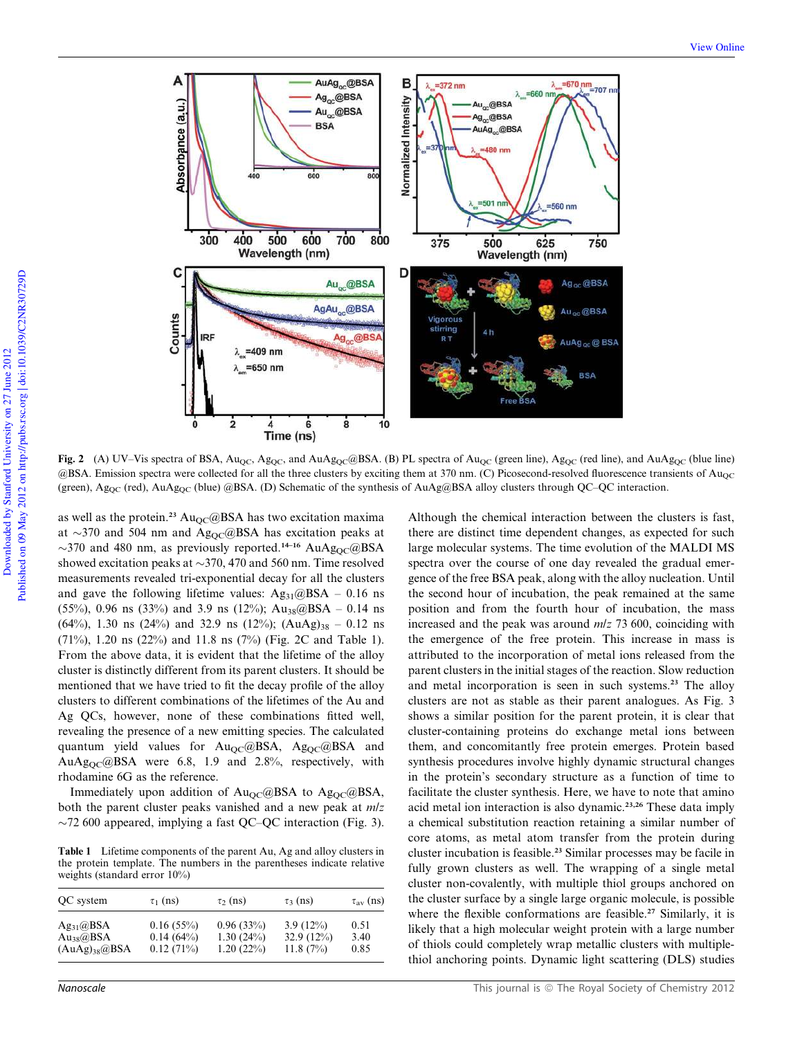**Fig. 2** (A) UV–Vis spectra of BSA, $Au_{QC}$, $Ag_{QC}$, and $AuAg_{QC}$@BSA. (B) PL spectra of $Au_{QC}$ (green line), $Ag_{QC}$ (red line), and $AuAg_{QC}$ (blue line) @BSA. Emission spectra were collected for all the three clusters by exciting them at 370 nm. (C) Picosecond-resolved fluorescence transients of $Au_{QC}$ (green), $Ag_{QC}$ (red), $AuAg_{QC}$ (blue) @BSA. (D) Schematic of the synthesis of AuAg@BSA alloy clusters through QC–QC interaction.

as well as the protein.[23] $Au_{QC}$@BSA has two excitation maxima at ∼370 and 504 nm and $Ag_{QC}$@BSA has excitation peaks at ∼370 and 480 nm, as previously reported.[14–16] $AuAg_{QC}$@BSA showed excitation peaks at ∼370, 470 and 560 nm. Time resolved measurements revealed tri-exponential decay for all the clusters and gave the following lifetime values: $Ag_{31}$@BSA – 0.16 ns (55%), 0.96 ns (33%) and 3.9 ns (12%); $Au_{38}$@BSA – 0.14 ns (64%), 1.30 ns (24%) and 32.9 ns (12%); $(AuAg)_{38}$ – 0.12 ns (71%), 1.20 ns (22%) and 11.8 ns (7%) (Fig. 2C and Table 1). From the above data, it is evident that the lifetime of the alloy cluster is distinctly different from its parent clusters. It should be mentioned that we have tried to fit the decay profile of the alloy clusters to different combinations of the lifetimes of the Au and Ag QCs, however, none of these combinations fitted well, revealing the presence of a new emitting species. The calculated quantum yield values for $Au_{QC}$@BSA, $Ag_{QC}$@BSA and $AuAg_{QC}$@BSA were 6.8, 1.9 and 2.8%, respectively, with rhodamine 6G as the reference.

Immediately upon addition of $Au_{QC}$@BSA to $Ag_{QC}$@BSA, both the parent cluster peaks vanished and a new peak at *m/z* ∼72 600 appeared, implying a fast QC–QC interaction (Fig. 3).

**Table 1** Lifetime components of the parent Au, Ag and alloy clusters in the protein template. The numbers in the parentheses indicate relative weights (standard error 10%)

| QC system | $\tau_1$ (ns) | $\tau_2$ (ns) | $\tau_3$ (ns) | $\tau_{av}$ (ns) |
|---|---|---|---|---|
| $Ag_{31}$@BSA | 0.16 (55%) | 0.96 (33%) | 3.9 (12%) | 0.51 |
| $Au_{38}$@BSA | 0.14 (64%) | 1.30 (24%) | 32.9 (12%) | 3.40 |
| $(AuAg)_{38}$@BSA | 0.12 (71%) | 1.20 (22%) | 11.8 (7%) | 0.85 |

Although the chemical interaction between the clusters is fast, there are distinct time dependent changes, as expected for such large molecular systems. The time evolution of the MALDI MS spectra over the course of one day revealed the gradual emergence of the free BSA peak, along with the alloy nucleation. Until the second hour of incubation, the peak remained at the same position and from the fourth hour of incubation, the mass increased and the peak was around *m/z* 73 600, coinciding with the emergence of the free protein. This increase in mass is attributed to the incorporation of metal ions released from the parent clusters in the initial stages of the reaction. Slow reduction and metal incorporation is seen in such systems.[23] The alloy clusters are not as stable as their parent analogues. As Fig. 3 shows a similar position for the parent protein, it is clear that cluster-containing proteins do exchange metal ions between them, and concomitantly free protein emerges. Protein based synthesis procedures involve highly dynamic structural changes in the protein's secondary structure as a function of time to facilitate the cluster synthesis. Here, we have to note that amino acid metal ion interaction is also dynamic.[23,26] These data imply a chemical substitution reaction retaining a similar number of core atoms, as metal atom transfer from the protein during cluster incubation is feasible.[23] Similar processes may be facile in fully grown clusters as well. The wrapping of a single metal cluster non-covalently, with multiple thiol groups anchored on the cluster surface by a single large organic molecule, is possible where the flexible conformations are feasible.[27] Similarly, it is likely that a high molecular weight protein with a large number of thiols could completely wrap metallic clusters with multiple-thiol anchoring points. Dynamic light scattering (DLS) studies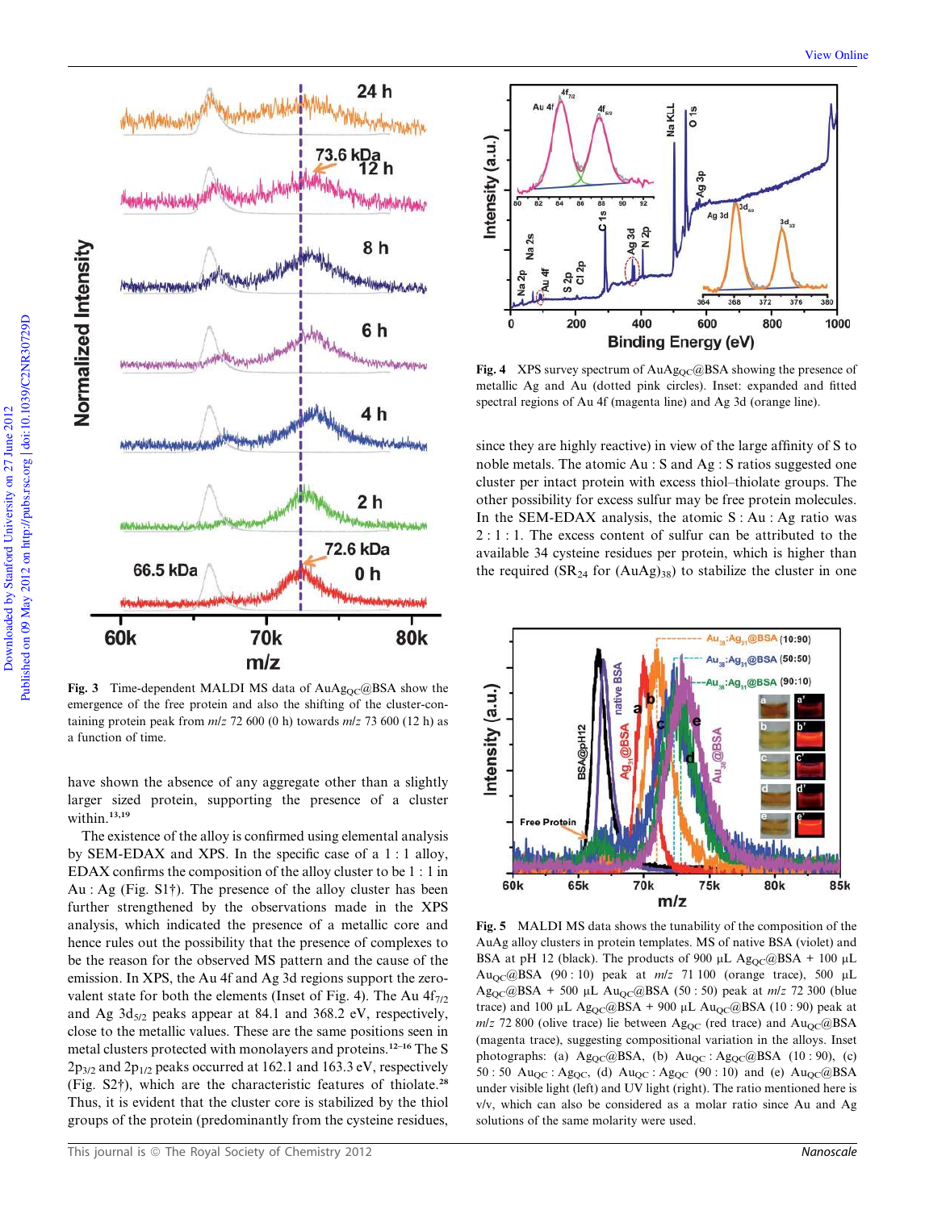Fig. 3 Time-dependent MALDI MS data of $AuAg_{QC}$@BSA show the emergence of the free protein and also the shifting of the cluster-containing protein peak from $m/z$ 72 600 (0 h) towards $m/z$ 73 600 (12 h) as a function of time.

have shown the absence of any aggregate other than a slightly larger sized protein, supporting the presence of a cluster within.[13,19]

The existence of the alloy is confirmed using elemental analysis by SEM-EDAX and XPS. In the specific case of a 1 : 1 alloy, EDAX confirms the composition of the alloy cluster to be 1 : 1 in Au : Ag (Fig. S1†). The presence of the alloy cluster has been further strengthened by the observations made in the XPS analysis, which indicated the presence of a metallic core and hence rules out the possibility that the presence of complexes to be the reason for the observed MS pattern and the cause of the emission. In XPS, the Au 4f and Ag 3d regions support the zero-valent state for both the elements (Inset of Fig. 4). The Au $4f_{7/2}$ and Ag $3d_{5/2}$ peaks appear at 84.1 and 368.2 eV, respectively, close to the metallic values. These are the same positions seen in metal clusters protected with monolayers and proteins.[12–16] The S $2p_{3/2}$ and $2p_{1/2}$ peaks occurred at 162.1 and 163.3 eV, respectively (Fig. S2†), which are the characteristic features of thiolate.[28] Thus, it is evident that the cluster core is stabilized by the thiol groups of the protein (predominantly from the cysteine residues, since they are highly reactive) in view of the large affinity of S to noble metals. The atomic Au : S and Ag : S ratios suggested one cluster per intact protein with excess thiol–thiolate groups. The other possibility for excess sulfur may be free protein molecules. In the SEM-EDAX analysis, the atomic S : Au : Ag ratio was 2 : 1 : 1. The excess content of sulfur can be attributed to the available 34 cysteine residues per protein, which is higher than the required ($SR_{24}$ for $(AuAg)_{38}$) to stabilize the cluster in one

Fig. 4 XPS survey spectrum of $AuAg_{QC}$@BSA showing the presence of metallic Ag and Au (dotted pink circles). Inset: expanded and fitted spectral regions of Au 4f (magenta line) and Ag 3d (orange line).

Fig. 5 MALDI MS data shows the tunability of the composition of the AuAg alloy clusters in protein templates. MS of native BSA (violet) and BSA at pH 12 (black). The products of 900 μL $Ag_{QC}$@BSA + 100 μL $Au_{QC}$@BSA (90 : 10) peak at $m/z$ 71 100 (orange trace), 500 μL $Ag_{QC}$@BSA + 500 μL $Au_{QC}$@BSA (50 : 50) peak at $m/z$ 72 300 (blue trace) and 100 μL $Ag_{QC}$@BSA + 900 μL $Au_{QC}$@BSA (10 : 90) peak at $m/z$ 72 800 (olive trace) lie between $Ag_{QC}$ (red trace) and $Au_{QC}$@BSA (magenta trace), suggesting compositional variation in the alloys. Inset photographs: (a) $Ag_{QC}$@BSA, (b) $Au_{QC}$ : $Ag_{QC}$@BSA (10 : 90), (c) 50 : 50 $Au_{QC}$ : $Ag_{QC}$, (d) $Au_{QC}$ : $Ag_{QC}$ (90 : 10) and (e) $Au_{QC}$@BSA under visible light (left) and UV light (right). The ratio mentioned here is v/v, which can also be considered as a molar ratio since Au and Ag solutions of the same molarity were used.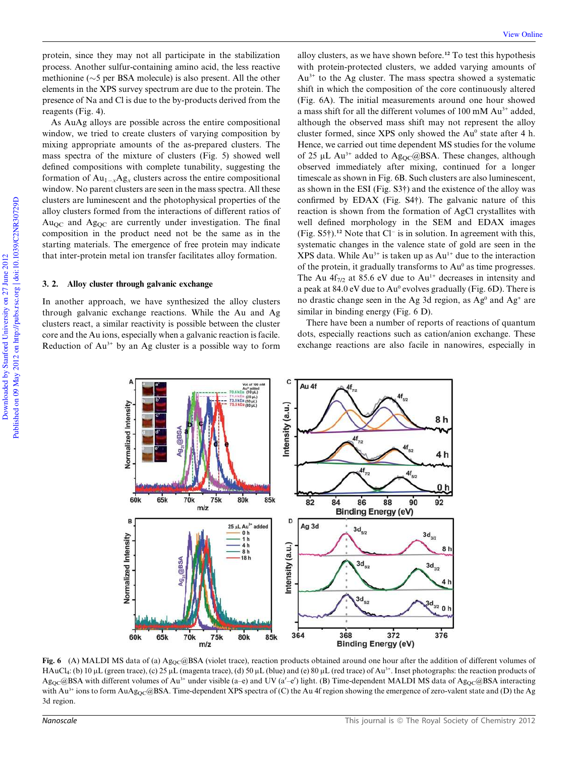protein, since they may not all participate in the stabilization process. Another sulfur-containing amino acid, the less reactive methionine (~5 per BSA molecule) is also present. All the other elements in the XPS survey spectrum are due to the protein. The presence of Na and Cl is due to the by-products derived from the reagents (Fig. 4).

As AuAg alloys are possible across the entire compositional window, we tried to create clusters of varying composition by mixing appropriate amounts of the as-prepared clusters. The mass spectra of the mixture of clusters (Fig. 5) showed well defined compositions with complete tunability, suggesting the formation of $Au_{1-x}Ag_x$ clusters across the entire compositional window. No parent clusters are seen in the mass spectra. All these clusters are luminescent and the photophysical properties of the alloy clusters formed from the interactions of different ratios of $Au_{QC}$ and $Ag_{QC}$ are currently under investigation. The final composition in the product need not be the same as in the starting materials. The emergence of free protein may indicate that inter-protein metal ion transfer facilitates alloy formation.

### 3. 2. Alloy cluster through galvanic exchange

In another approach, we have synthesized the alloy clusters through galvanic exchange reactions. While the Au and Ag clusters react, a similar reactivity is possible between the cluster core and the Au ions, especially when a galvanic reaction is facile. Reduction of $Au^{3+}$ by an Ag cluster is a possible way to form alloy clusters, as we have shown before.[12] To test this hypothesis with protein-protected clusters, we added varying amounts of $Au^{3+}$ to the Ag cluster. The mass spectra showed a systematic shift in which the composition of the core continuously altered (Fig. 6A). The initial measurements around one hour showed a mass shift for all the different volumes of 100 mM $Au^{3+}$ added, although the observed mass shift may not represent the alloy cluster formed, since XPS only showed the $Au^0$ state after 4 h. Hence, we carried out time dependent MS studies for the volume of 25 μL $Au^{3+}$ added to $Ag_{QC}$@BSA. These changes, although observed immediately after mixing, continued for a longer timescale as shown in Fig. 6B. Such clusters are also luminescent, as shown in the ESI (Fig. S3†) and the existence of the alloy was confirmed by EDAX (Fig. S4†). The galvanic nature of this reaction is shown from the formation of AgCl crystallites with well defined morphology in the SEM and EDAX images (Fig. S5†).[12] Note that $Cl^-$ is in solution. In agreement with this, systematic changes in the valence state of gold are seen in the XPS data. While $Au^{3+}$ is taken up as $Au^{1+}$ due to the interaction of the protein, it gradually transforms to $Au^0$ as time progresses. The Au $4f_{7/2}$ at 85.6 eV due to $Au^{1+}$ decreases in intensity and a peak at 84.0 eV due to $Au^0$ evolves gradually (Fig. 6D). There is no drastic change seen in the Ag 3d region, as $Ag^0$ and $Ag^+$ are similar in binding energy (Fig. 6 D).

There have been a number of reports of reactions of quantum dots, especially reactions such as cation/anion exchange. These exchange reactions are also facile in nanowires, especially in

**Fig. 6** (A) MALDI MS data of (a) $Ag_{QC}$@BSA (violet trace), reaction products obtained around one hour after the addition of different volumes of $HAuCl_4$: (b) 10 μL (green trace), (c) 25 μL (magenta trace), (d) 50 μL (blue) and (e) 80 μL (red trace) of $Au^{3+}$. Inset photographs: the reaction products of $Ag_{QC}$@BSA with different volumes of $Au^{3+}$ under visible (a–e) and UV (a′–e′) light. (B) Time-dependent MALDI MS data of $Ag_{QC}$@BSA interacting with $Au^{3+}$ ions to form $AuAg_{QC}$@BSA. Time-dependent XPS spectra of (C) the Au 4f region showing the emergence of zero-valent state and (D) the Ag 3d region.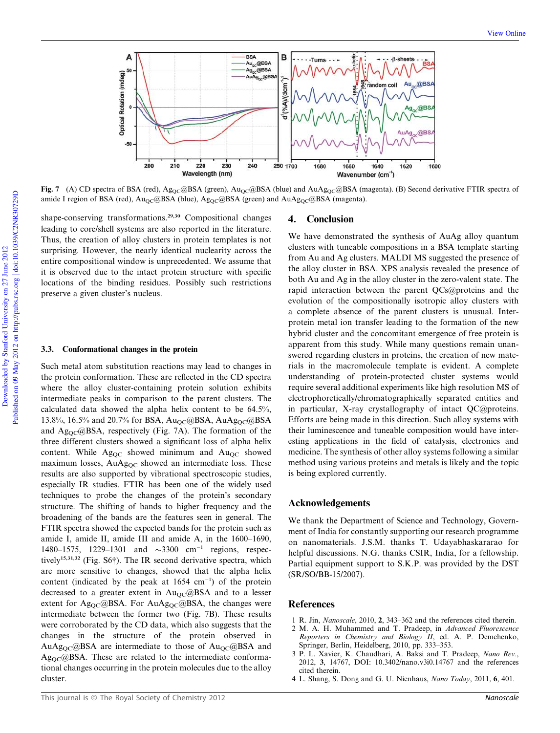Fig. 7 (A) CD spectra of BSA (red), $Ag_{QC}$@BSA (green), $Au_{QC}$@BSA (blue) and $AuAg_{QC}$@BSA (magenta). (B) Second derivative FTIR spectra of amide I region of BSA (red), $Au_{QC}$@BSA (blue), $Ag_{QC}$@BSA (green) and $AuAg_{QC}$@BSA (magenta).

shape-conserving transformations.[29,30] Compositional changes leading to core/shell systems are also reported in the literature. Thus, the creation of alloy clusters in protein templates is not surprising. However, the nearly identical nuclearity across the entire compositional window is unprecedented. We assume that it is observed due to the intact protein structure with specific locations of the binding residues. Possibly such restrictions preserve a given cluster's nucleus.

### 3.3. Conformational changes in the protein

Such metal atom substitution reactions may lead to changes in the protein conformation. These are reflected in the CD spectra where the alloy cluster-containing protein solution exhibits intermediate peaks in comparison to the parent clusters. The calculated data showed the alpha helix content to be 64.5%, 13.8%, 16.5% and 20.7% for BSA, $Au_{QC}$@BSA, $AuAg_{QC}$@BSA and $Ag_{QC}$@BSA, respectively (Fig. 7A). The formation of the three different clusters showed a significant loss of alpha helix content. While $Ag_{QC}$ showed minimum and $Au_{QC}$ showed maximum losses, $AuAg_{QC}$ showed an intermediate loss. These results are also supported by vibrational spectroscopic studies, especially IR studies. FTIR has been one of the widely used techniques to probe the changes of the protein's secondary structure. The shifting of bands to higher frequency and the broadening of the bands are the features seen in general. The FTIR spectra showed the expected bands for the protein such as amide I, amide II, amide III and amide A, in the 1600–1690, 1480–1575, 1229–1301 and ~3300 $cm^{-1}$ regions, respectively[15,31,32] (Fig. S6†). The IR second derivative spectra, which are more sensitive to changes, showed that the alpha helix content (indicated by the peak at 1654 $cm^{-1}$) of the protein decreased to a greater extent in $Au_{QC}$@BSA and to a lesser extent for $Ag_{QC}$@BSA. For $AuAg_{QC}$@BSA, the changes were intermediate between the former two (Fig. 7B). These results were corroborated by the CD data, which also suggests that the changes in the structure of the protein observed in $AuAg_{QC}$@BSA are intermediate to those of $Au_{QC}$@BSA and $Ag_{QC}$@BSA. These are related to the intermediate conformational changes occurring in the protein molecules due to the alloy cluster.

## 4. Conclusion

We have demonstrated the synthesis of AuAg alloy quantum clusters with tuneable compositions in a BSA template starting from Au and Ag clusters. MALDI MS suggested the presence of the alloy cluster in BSA. XPS analysis revealed the presence of both Au and Ag in the alloy cluster in the zero-valent state. The rapid interaction between the parent QCs@proteins and the evolution of the compositionally isotropic alloy clusters with a complete absence of the parent clusters is unusual. Inter-protein metal ion transfer leading to the formation of the new hybrid cluster and the concomitant emergence of free protein is apparent from this study. While many questions remain unanswered regarding clusters in proteins, the creation of new materials in the macromolecule template is evident. A complete understanding of protein-protected cluster systems would require several additional experiments like high resolution MS of electrophoretically/chromatographically separated entities and in particular, X-ray crystallography of intact QC@proteins. Efforts are being made in this direction. Such alloy systems with their luminescence and tuneable composition would have interesting applications in the field of catalysis, electronics and medicine. The synthesis of other alloy systems following a similar method using various proteins and metals is likely and the topic is being explored currently.

## Acknowledgements

We thank the Department of Science and Technology, Government of India for constantly supporting our research programme on nanomaterials. J.S.M. thanks T. Udayabhaskararao for helpful discussions. N.G. thanks CSIR, India, for a fellowship. Partial equipment support to S.K.P. was provided by the DST (SR/SO/BB-15/2007).

## References

1 R. Jin, *Nanoscale*, 2010, **2**, 343–362 and the references cited therein.
2 M. A. H. Muhammed and T. Pradeep, in *Advanced Fluorescence Reporters in Chemistry and Biology II*, ed. A. P. Demchenko, Springer, Berlin, Heidelberg, 2010, pp. 333–353.
3 P. L. Xavier, K. Chaudhari, A. Baksi and T. Pradeep, *Nano Rev.*, 2012, **3**, 14767, DOI: 10.3402/nano.v3i0.14767 and the references cited therein.
4 L. Shang, S. Dong and G. U. Nienhaus, *Nano Today*, 2011, **6**, 401.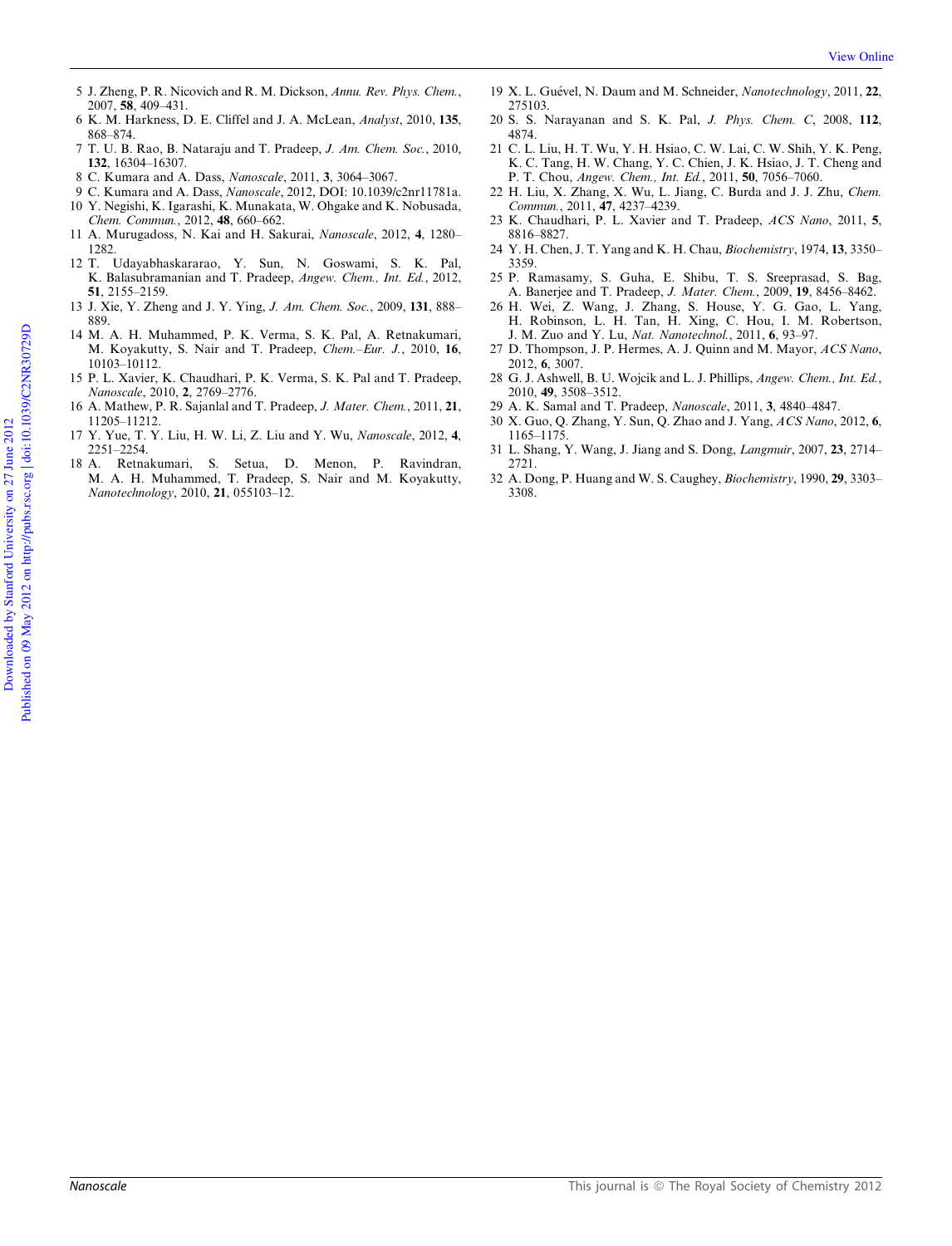5 J. Zheng, P. R. Nicovich and R. M. Dickson, *Annu. Rev. Phys. Chem.*, 2007, **58**, 409–431.
6 K. M. Harkness, D. E. Cliffel and J. A. McLean, *Analyst*, 2010, **135**, 868–874.
7 T. U. B. Rao, B. Nataraju and T. Pradeep, *J. Am. Chem. Soc.*, 2010, **132**, 16304–16307.
8 C. Kumara and A. Dass, *Nanoscale*, 2011, **3**, 3064–3067.
9 C. Kumara and A. Dass, *Nanoscale*, 2012, DOI: 10.1039/c2nr11781a.
10 Y. Negishi, K. Igarashi, K. Munakata, W. Ohgake and K. Nobusada, *Chem. Commun.*, 2012, **48**, 660–662.
11 A. Murugadoss, N. Kai and H. Sakurai, *Nanoscale*, 2012, **4**, 1280–1282.
12 T. Udayabhaskararao, Y. Sun, N. Goswami, S. K. Pal, K. Balasubramanian and T. Pradeep, *Angew. Chem., Int. Ed.*, 2012, **51**, 2155–2159.
13 J. Xie, Y. Zheng and J. Y. Ying, *J. Am. Chem. Soc.*, 2009, **131**, 888–889.
14 M. A. H. Muhammed, P. K. Verma, S. K. Pal, A. Retnakumari, M. Koyakutty, S. Nair and T. Pradeep, *Chem.–Eur. J.*, 2010, **16**, 10103–10112.
15 P. L. Xavier, K. Chaudhari, P. K. Verma, S. K. Pal and T. Pradeep, *Nanoscale*, 2010, **2**, 2769–2776.
16 A. Mathew, P. R. Sajanlal and T. Pradeep, *J. Mater. Chem.*, 2011, **21**, 11205–11212.
17 Y. Yue, T. Y. Liu, H. W. Li, Z. Liu and Y. Wu, *Nanoscale*, 2012, **4**, 2251–2254.
18 A. Retnakumari, S. Setua, D. Menon, P. Ravindran, M. A. H. Muhammed, T. Pradeep, S. Nair and M. Koyakutty, *Nanotechnology*, 2010, **21**, 055103–12.
19 X. L. Guével, N. Daum and M. Schneider, *Nanotechnology*, 2011, **22**, 275103.
20 S. S. Narayanan and S. K. Pal, *J. Phys. Chem. C*, 2008, **112**, 4874.
21 C. L. Liu, H. T. Wu, Y. H. Hsiao, C. W. Lai, C. W. Shih, Y. K. Peng, K. C. Tang, H. W. Chang, Y. C. Chien, J. K. Hsiao, J. T. Cheng and P. T. Chou, *Angew. Chem., Int. Ed.*, 2011, **50**, 7056–7060.
22 H. Liu, X. Zhang, X. Wu, L. Jiang, C. Burda and J. J. Zhu, *Chem. Commun.*, 2011, **47**, 4237–4239.
23 K. Chaudhari, P. L. Xavier and T. Pradeep, *ACS Nano*, 2011, **5**, 8816–8827.
24 Y. H. Chen, J. T. Yang and K. H. Chau, *Biochemistry*, 1974, **13**, 3350–3359.
25 P. Ramasamy, S. Guha, E. Shibu, T. S. Sreeprasad, S. Bag, A. Banerjee and T. Pradeep, *J. Mater. Chem.*, 2009, **19**, 8456–8462.
26 H. Wei, Z. Wang, J. Zhang, S. House, Y. G. Gao, L. Yang, H. Robinson, L. H. Tan, H. Xing, C. Hou, I. M. Robertson, J. M. Zuo and Y. Lu, *Nat. Nanotechnol.*, 2011, **6**, 93–97.
27 D. Thompson, J. P. Hermes, A. J. Quinn and M. Mayor, *ACS Nano*, 2012, **6**, 3007.
28 G. J. Ashwell, B. U. Wojcik and L. J. Phillips, *Angew. Chem., Int. Ed.*, 2010, **49**, 3508–3512.
29 A. K. Samal and T. Pradeep, *Nanoscale*, 2011, **3**, 4840–4847.
30 X. Guo, Q. Zhang, Y. Sun, Q. Zhao and J. Yang, *ACS Nano*, 2012, **6**, 1165–1175.
31 L. Shang, Y. Wang, J. Jiang and S. Dong, *Langmuir*, 2007, **23**, 2714–2721.
32 A. Dong, P. Huang and W. S. Caughey, *Biochemistry*, 1990, **29**, 3303–3308.